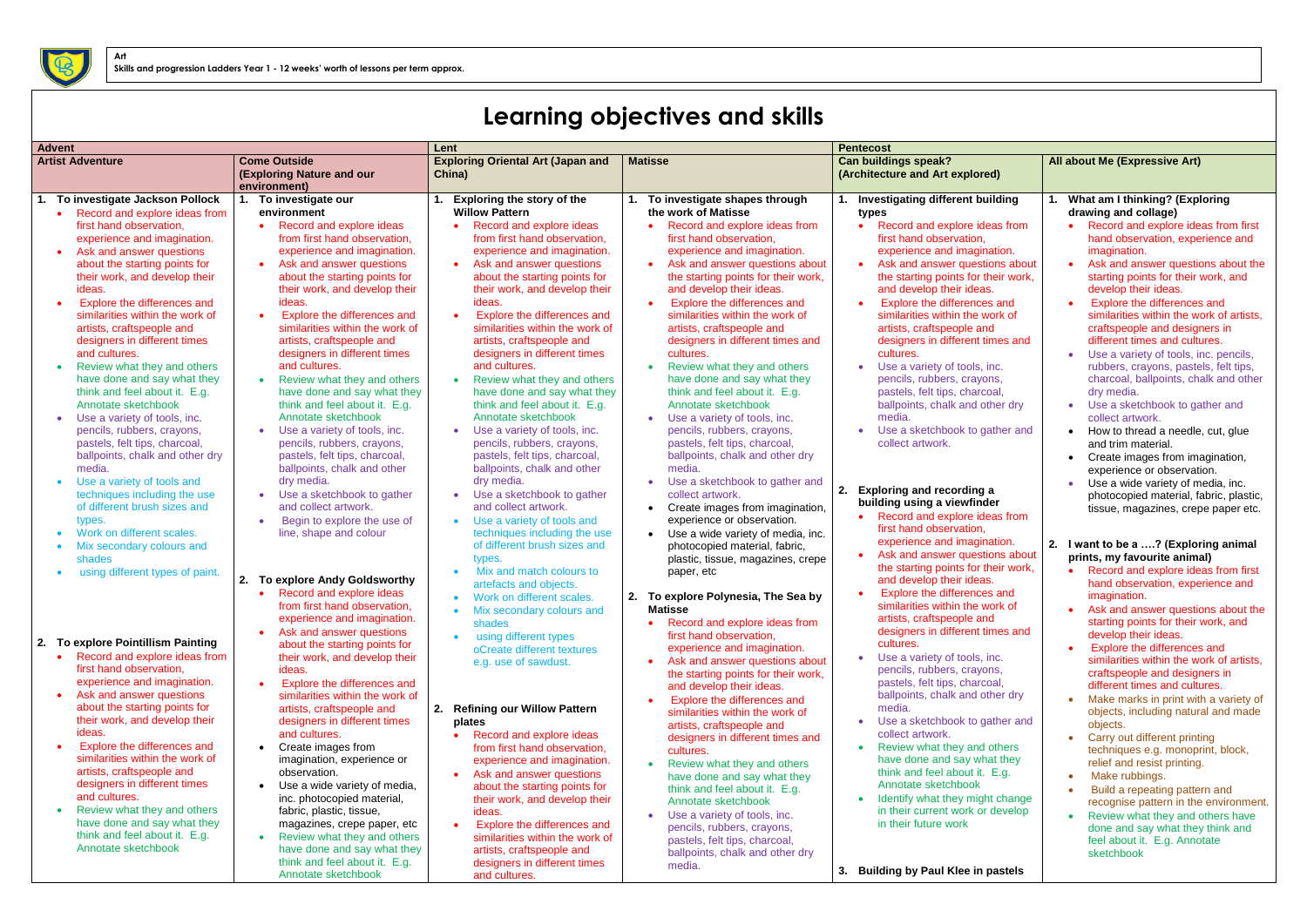**Art**
**Skills and progression Ladders Year 1 - 12 weeks' worth of lessons per term approx.**

# Learning objectives and skills

| Advent | | Lent | | Pentecost | |
|---|---|---|---|---|---|
| **Artist Adventure** | **Come Outside (Exploring Nature and our environment)** | **Exploring Oriental Art (Japan and China)** | **Matisse** | **Can buildings speak? (Architecture and Art explored)** | **All about Me (Expressive Art)** |
| **1. To investigate Jackson Pollock**<br>• Record and explore ideas from first hand observation, experience and imagination.<br>• Ask and answer questions about the starting points for their work, and develop their ideas.<br>• Explore the differences and similarities within the work of artists, craftspeople and designers in different times and cultures.<br>• Review what they and others have done and say what they think and feel about it. E.g. Annotate sketchbook<br>• Use a variety of tools, inc. pencils, rubbers, crayons, pastels, felt tips, charcoal, ballpoints, chalk and other dry media.<br>• Use a variety of tools and techniques including the use of different brush sizes and types.<br>• Work on different scales.<br>• Mix secondary colours and shades<br>• using different types of paint.<br><br>**2. To explore Pointillism Painting**<br>• Record and explore ideas from first hand observation, experience and imagination.<br>• Ask and answer questions about the starting points for their work, and develop their ideas.<br>• Explore the differences and similarities within the work of artists, craftspeople and designers in different times and cultures.<br>• Review what they and others have done and say what they think and feel about it. E.g. Annotate sketchbook | **1. To investigate our environment**<br>• Record and explore ideas from first hand observation, experience and imagination.<br>• Ask and answer questions about the starting points for their work, and develop their ideas.<br>• Explore the differences and similarities within the work of artists, craftspeople and designers in different times and cultures.<br>• Review what they and others have done and say what they think and feel about it. E.g. Annotate sketchbook<br>• Use a variety of tools, inc. pencils, rubbers, crayons, pastels, felt tips, charcoal, ballpoints, chalk and other dry media.<br>• Use a sketchbook to gather and collect artwork.<br>• Begin to explore the use of line, shape and colour<br><br>**2. To explore Andy Goldsworthy**<br>• Record and explore ideas from first hand observation, experience and imagination.<br>• Ask and answer questions about the starting points for their work, and develop their ideas.<br>• Explore the differences and similarities within the work of artists, craftspeople and designers in different times and cultures.<br>• Create images from imagination, experience or observation.<br>• Use a wide variety of media, inc. photocopied material, fabric, plastic, tissue, magazines, crepe paper, etc<br>• Review what they and others have done and say what they think and feel about it. E.g. Annotate sketchbook | **1. Exploring the story of the Willow Pattern**<br>• Record and explore ideas from first hand observation, experience and imagination.<br>• Ask and answer questions about the starting points for their work, and develop their ideas.<br>• Explore the differences and similarities within the work of artists, craftspeople and designers in different times and cultures.<br>• Review what they and others have done and say what they think and feel about it. E.g. Annotate sketchbook<br>• Use a variety of tools, inc. pencils, rubbers, crayons, pastels, felt tips, charcoal, ballpoints, chalk and other dry media.<br>• Use a sketchbook to gather and collect artwork.<br>• Use a variety of tools and techniques including the use of different brush sizes and types.<br>• Mix and match colours to artefacts and objects.<br>• Work on different scales.<br>• Mix secondary colours and shades<br>• using different types oCreate different textures e.g. use of sawdust.<br><br>**2. Refining our Willow Pattern plates**<br>• Record and explore ideas from first hand observation, experience and imagination.<br>• Ask and answer questions about the starting points for their work, and develop their ideas.<br>• Explore the differences and similarities within the work of artists, craftspeople and designers in different times and cultures. | **1. To investigate shapes through the work of Matisse**<br>• Record and explore ideas from first hand observation, experience and imagination.<br>• Ask and answer questions about the starting points for their work, and develop their ideas.<br>• Explore the differences and similarities within the work of artists, craftspeople and designers in different times and cultures.<br>• Review what they and others have done and say what they think and feel about it. E.g. Annotate sketchbook<br>• Use a variety of tools, inc. pencils, rubbers, crayons, pastels, felt tips, charcoal, ballpoints, chalk and other dry media.<br>• Use a sketchbook to gather and collect artwork.<br>• Create images from imagination, experience or observation.<br>• Use a wide variety of media, inc. photocopied material, fabric, plastic, tissue, magazines, crepe paper, etc<br><br>**2. To explore Polynesia, The Sea by Matisse**<br>• Record and explore ideas from first hand observation, experience and imagination.<br>• Ask and answer questions about the starting points for their work, and develop their ideas.<br>• Explore the differences and similarities within the work of artists, craftspeople and designers in different times and cultures.<br>• Review what they and others have done and say what they think and feel about it. E.g. Annotate sketchbook<br>• Use a variety of tools, inc. pencils, rubbers, crayons, pastels, felt tips, charcoal, ballpoints, chalk and other dry media. | **1. Investigating different building types**<br>• Record and explore ideas from first hand observation, experience and imagination.<br>• Ask and answer questions about the starting points for their work, and develop their ideas.<br>• Explore the differences and similarities within the work of artists, craftspeople and designers in different times and cultures.<br>• Use a variety of tools, inc. pencils, rubbers, crayons, pastels, felt tips, charcoal, ballpoints, chalk and other dry media.<br>• Use a sketchbook to gather and collect artwork.<br><br>**2. Exploring and recording a building using a viewfinder**<br>• Record and explore ideas from first hand observation, experience and imagination.<br>• Ask and answer questions about the starting points for their work, and develop their ideas.<br>• Explore the differences and similarities within the work of artists, craftspeople and designers in different times and cultures.<br>• Use a variety of tools, inc. pencils, rubbers, crayons, pastels, felt tips, charcoal, ballpoints, chalk and other dry media.<br>• Use a sketchbook to gather and collect artwork.<br>• Review what they and others have done and say what they think and feel about it. E.g. Annotate sketchbook<br>• Identify what they might change in their current work or develop in their future work<br><br>**3. Building by Paul Klee in pastels** | **1. What am I thinking? (Exploring drawing and collage)**<br>• Record and explore ideas from first hand observation, experience and imagination.<br>• Ask and answer questions about the starting points for their work, and develop their ideas.<br>• Explore the differences and similarities within the work of artists, craftspeople and designers in different times and cultures.<br>• Use a variety of tools, inc. pencils, rubbers, crayons, pastels, felt tips, charcoal, ballpoints, chalk and other dry media.<br>• Use a sketchbook to gather and collect artwork.<br>• How to thread a needle, cut, glue and trim material.<br>• Create images from imagination, experience or observation.<br>• Use a wide variety of media, inc. photocopied material, fabric, plastic, tissue, magazines, crepe paper etc.<br><br>**2. I want to be a ….? (Exploring animal prints, my favourite animal)**<br>• Record and explore ideas from first hand observation, experience and imagination.<br>• Ask and answer questions about the starting points for their work, and develop their ideas.<br>• Explore the differences and similarities within the work of artists, craftspeople and designers in different times and cultures.<br>• Make marks in print with a variety of objects, including natural and made objects.<br>• Carry out different printing techniques e.g. monoprint, block, relief and resist printing.<br>• Make rubbings.<br>• Build a repeating pattern and recognise pattern in the environment.<br>• Review what they and others have done and say what they think and feel about it. E.g. Annotate sketchbook |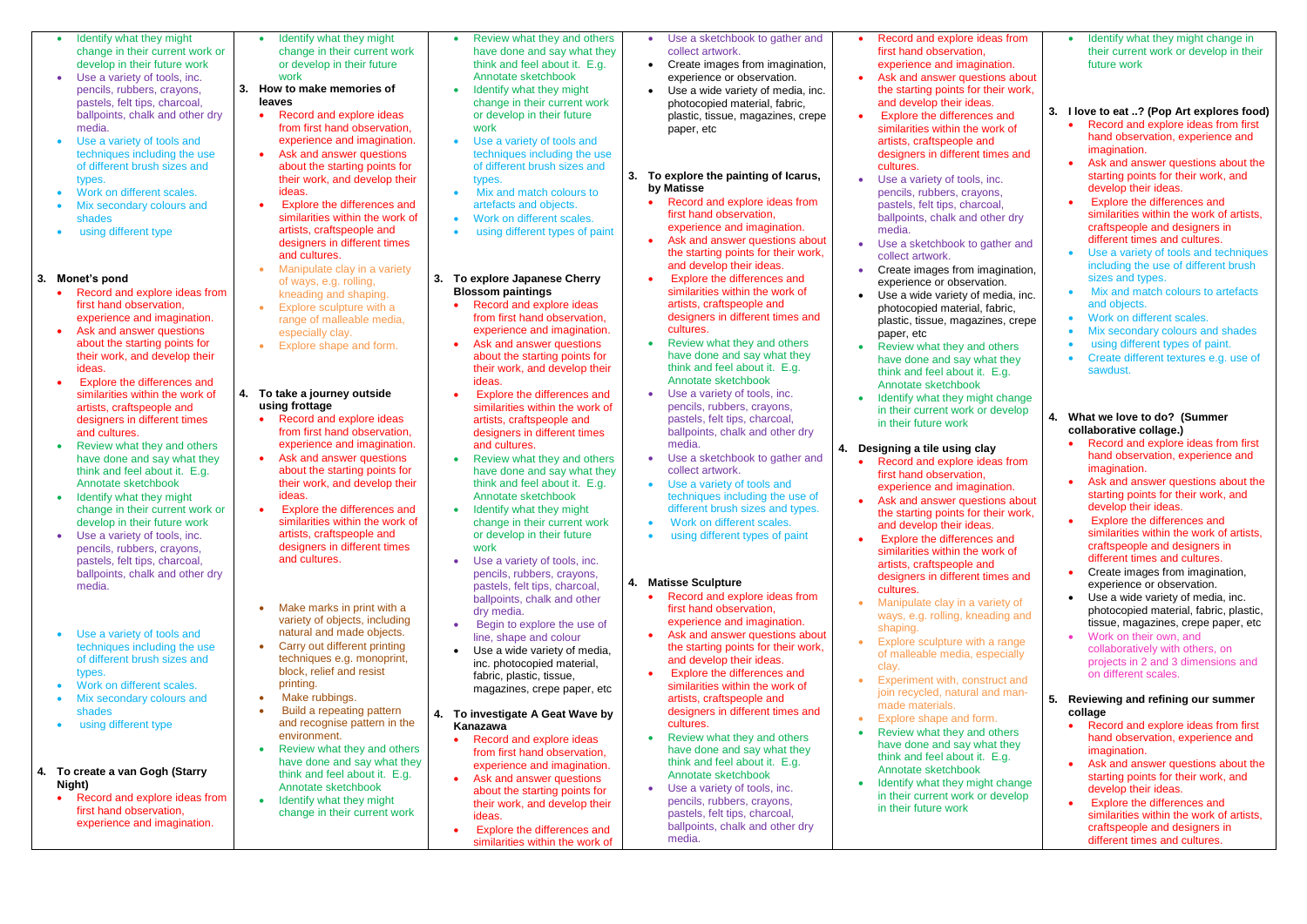- Identify what they might change in their current work or develop in their future work
- Use a variety of tools, inc. pencils, rubbers, crayons, pastels, felt tips, charcoal, ballpoints, chalk and other dry media.
- Use a variety of tools and techniques including the use of different brush sizes and types.
- Work on different scales.
- Mix secondary colours and shades
- using different type

**3. Monet's pond**

- Record and explore ideas from first hand observation, experience and imagination.
- Ask and answer questions about the starting points for their work, and develop their ideas.
- Explore the differences and similarities within the work of artists, craftspeople and designers in different times and cultures.
- Review what they and others have done and say what they think and feel about it. E.g. Annotate sketchbook
- Identify what they might change in their current work or develop in their future work
- Use a variety of tools, inc. pencils, rubbers, crayons, pastels, felt tips, charcoal, ballpoints, chalk and other dry media.

- Use a variety of tools and techniques including the use of different brush sizes and types.
- Work on different scales.
- Mix secondary colours and shades
- using different type

**4. To create a van Gogh (Starry Night)**

- Record and explore ideas from first hand observation, experience and imagination.

---

- Identify what they might change in their current work or develop in their future work

**3. How to make memories of leaves**

- Record and explore ideas from first hand observation, experience and imagination.
- Ask and answer questions about the starting points for their work, and develop their ideas.
- Explore the differences and similarities within the work of artists, craftspeople and designers in different times and cultures.
- Manipulate clay in a variety of ways, e.g. rolling, kneading and shaping.
- Explore sculpture with a range of malleable media, especially clay.
- Explore shape and form.

**4. To take a journey outside using frottage**

- Record and explore ideas from first hand observation, experience and imagination.
- Ask and answer questions about the starting points for their work, and develop their ideas.
- Explore the differences and similarities within the work of artists, craftspeople and designers in different times and cultures.

- Make marks in print with a variety of objects, including natural and made objects.
- Carry out different printing techniques e.g. monoprint, block, relief and resist printing.
- Make rubbings.
- Build a repeating pattern and recognise pattern in the environment.
- Review what they and others have done and say what they think and feel about it. E.g. Annotate sketchbook
- Identify what they might change in their current work

---

- Review what they and others have done and say what they think and feel about it. E.g. Annotate sketchbook
- Identify what they might change in their current work or develop in their future work
- Use a variety of tools and techniques including the use of different brush sizes and types.
- Mix and match colours to artefacts and objects.
- Work on different scales.
- using different types of paint

**3. To explore Japanese Cherry Blossom paintings**

- Record and explore ideas from first hand observation, experience and imagination.
- Ask and answer questions about the starting points for their work, and develop their ideas.
- Explore the differences and similarities within the work of artists, craftspeople and designers in different times and cultures.
- Review what they and others have done and say what they think and feel about it. E.g. Annotate sketchbook
- Identify what they might change in their current work or develop in their future work
- Use a variety of tools, inc. pencils, rubbers, crayons, pastels, felt tips, charcoal, ballpoints, chalk and other dry media.
- Begin to explore the use of line, shape and colour
- Use a wide variety of media, inc. photocopied material, fabric, plastic, tissue, magazines, crepe paper, etc

**4. To investigate A Geat Wave by Kanazawa**

- Record and explore ideas from first hand observation, experience and imagination.
- Ask and answer questions about the starting points for their work, and develop their ideas.
- Explore the differences and similarities within the work of

---

- Use a sketchbook to gather and collect artwork.
- Create images from imagination, experience or observation.
- Use a wide variety of media, inc. photocopied material, fabric, plastic, tissue, magazines, crepe paper, etc

**3. To explore the painting of Icarus, by Matisse**

- Record and explore ideas from first hand observation, experience and imagination.
- Ask and answer questions about the starting points for their work, and develop their ideas.
- Explore the differences and similarities within the work of artists, craftspeople and designers in different times and cultures.
- Review what they and others have done and say what they think and feel about it. E.g. Annotate sketchbook
- Use a variety of tools, inc. pencils, rubbers, crayons, pastels, felt tips, charcoal, ballpoints, chalk and other dry media.
- Use a sketchbook to gather and collect artwork.
- Use a variety of tools and techniques including the use of different brush sizes and types.
- Work on different scales.
- using different types of paint

**4. Matisse Sculpture**

- Record and explore ideas from first hand observation, experience and imagination.
- Ask and answer questions about the starting points for their work, and develop their ideas.
- Explore the differences and similarities within the work of artists, craftspeople and designers in different times and cultures.
- Review what they and others have done and say what they think and feel about it. E.g. Annotate sketchbook
- Use a variety of tools, inc. pencils, rubbers, crayons, pastels, felt tips, charcoal, ballpoints, chalk and other dry media.

---

- Record and explore ideas from first hand observation, experience and imagination.
- Ask and answer questions about the starting points for their work, and develop their ideas.
- Explore the differences and similarities within the work of artists, craftspeople and designers in different times and cultures.
- Use a variety of tools, inc. pencils, rubbers, crayons, pastels, felt tips, charcoal, ballpoints, chalk and other dry media.
- Use a sketchbook to gather and collect artwork.
- Create images from imagination, experience or observation.
- Use a wide variety of media, inc. photocopied material, fabric, plastic, tissue, magazines, crepe paper, etc
- Review what they and others have done and say what they think and feel about it. E.g. Annotate sketchbook
- Identify what they might change in their current work or develop in their future work

**4. Designing a tile using clay**

- Record and explore ideas from first hand observation, experience and imagination.
- Ask and answer questions about the starting points for their work, and develop their ideas.
- Explore the differences and similarities within the work of artists, craftspeople and designers in different times and cultures.
- Manipulate clay in a variety of ways, e.g. rolling, kneading and shaping.
- Explore sculpture with a range of malleable media, especially clay.
- Experiment with, construct and join recycled, natural and man-made materials.
- Explore shape and form.
- Review what they and others have done and say what they think and feel about it. E.g. Annotate sketchbook
- Identify what they might change in their current work or develop in their future work

---

- Identify what they might change in their current work or develop in their future work

**3. I love to eat ..? (Pop Art explores food)**

- Record and explore ideas from first hand observation, experience and imagination.
- Ask and answer questions about the starting points for their work, and develop their ideas.
- Explore the differences and similarities within the work of artists, craftspeople and designers in different times and cultures.
- Use a variety of tools and techniques including the use of different brush sizes and types.
- Mix and match colours to artefacts and objects.
- Work on different scales.
- Mix secondary colours and shades
- using different types of paint.
- Create different textures e.g. use of sawdust.

**4. What we love to do? (Summer collaborative collage.)**

- Record and explore ideas from first hand observation, experience and imagination.
- Ask and answer questions about the starting points for their work, and develop their ideas.
- Explore the differences and similarities within the work of artists, craftspeople and designers in different times and cultures.
- Create images from imagination, experience or observation.
- Use a wide variety of media, inc. photocopied material, fabric, plastic, tissue, magazines, crepe paper, etc
- Work on their own, and collaboratively with others, on projects in 2 and 3 dimensions and on different scales.

**5. Reviewing and refining our summer collage**

- Record and explore ideas from first hand observation, experience and imagination.
- Ask and answer questions about the starting points for their work, and develop their ideas.
- Explore the differences and similarities within the work of artists, craftspeople and designers in different times and cultures.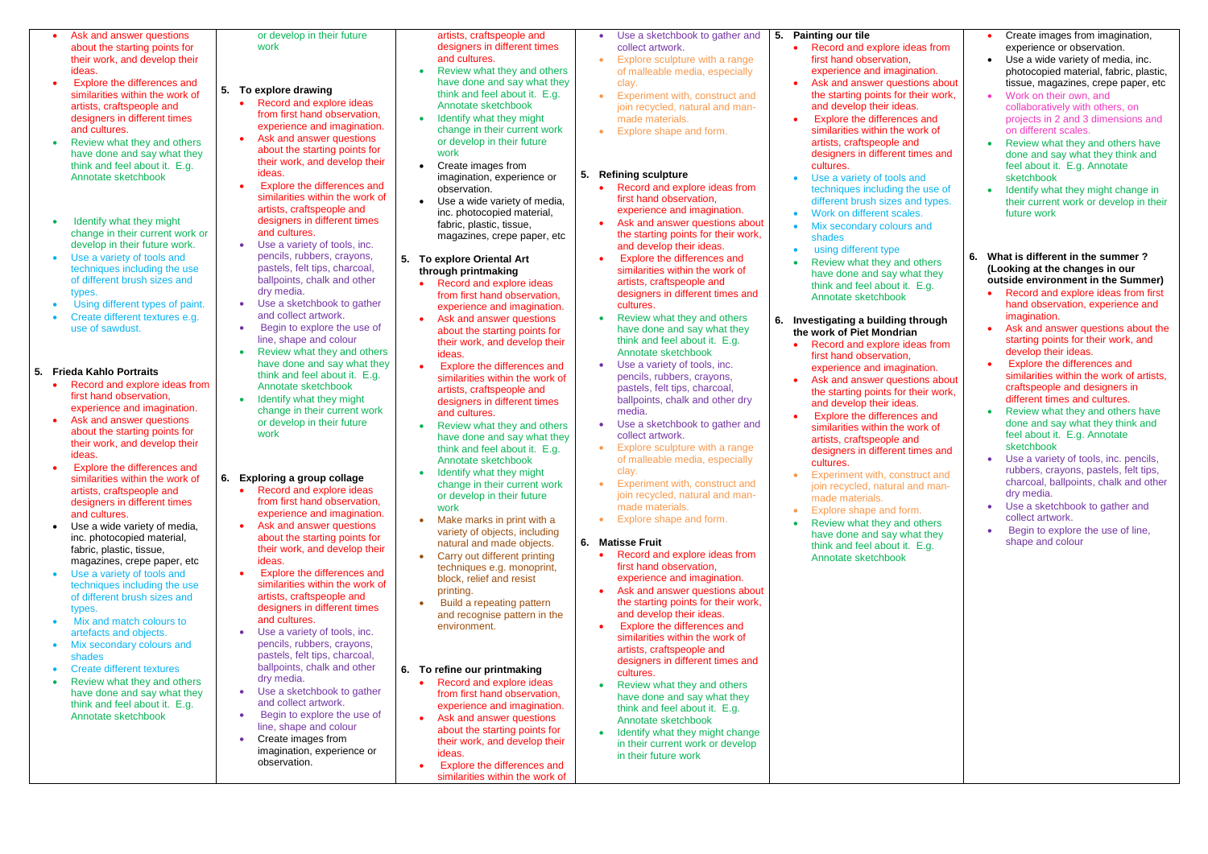- Ask and answer questions about the starting points for their work, and develop their ideas.
- Explore the differences and similarities within the work of artists, craftspeople and designers in different times and cultures.
- Review what they and others have done and say what they think and feel about it. E.g. Annotate sketchbook
- Identify what they might change in their current work or develop in their future work.
- Use a variety of tools and techniques including the use of different brush sizes and types.
- Using different types of paint.
- Create different textures e.g. use of sawdust.

**5. Frieda Kahlo Portraits**

- Record and explore ideas from first hand observation, experience and imagination.
- Ask and answer questions about the starting points for their work, and develop their ideas.
- Explore the differences and similarities within the work of artists, craftspeople and designers in different times and cultures.
- Use a wide variety of media, inc. photocopied material, fabric, plastic, tissue, magazines, crepe paper, etc
- Use a variety of tools and techniques including the use of different brush sizes and types.
- Mix and match colours to artefacts and objects.
- Mix secondary colours and shades
- Create different textures
- Review what they and others have done and say what they think and feel about it. E.g. Annotate sketchbook

or develop in their future work

**5. To explore drawing**

- Record and explore ideas from first hand observation, experience and imagination.
- Ask and answer questions about the starting points for their work, and develop their ideas.
- Explore the differences and similarities within the work of artists, craftspeople and designers in different times and cultures.
- Use a variety of tools, inc. pencils, rubbers, crayons, pastels, felt tips, charcoal, ballpoints, chalk and other dry media.
- Use a sketchbook to gather and collect artwork.
- Begin to explore the use of line, shape and colour
- Review what they and others have done and say what they think and feel about it. E.g. Annotate sketchbook
- Identify what they might change in their current work or develop in their future work

**6. Exploring a group collage**

- Record and explore ideas from first hand observation, experience and imagination.
- Ask and answer questions about the starting points for their work, and develop their ideas.
- Explore the differences and similarities within the work of artists, craftspeople and designers in different times and cultures.
- Use a variety of tools, inc. pencils, rubbers, crayons, pastels, felt tips, charcoal, ballpoints, chalk and other dry media.
- Use a sketchbook to gather and collect artwork.
- Begin to explore the use of line, shape and colour
- Create images from imagination, experience or observation.

artists, craftspeople and designers in different times and cultures.

- Review what they and others have done and say what they think and feel about it. E.g. Annotate sketchbook
- Identify what they might change in their current work or develop in their future work
- Create images from imagination, experience or observation.
- Use a wide variety of media, inc. photocopied material, fabric, plastic, tissue, magazines, crepe paper, etc

**5. To explore Oriental Art through printmaking**

- Record and explore ideas from first hand observation, experience and imagination.
- Ask and answer questions about the starting points for their work, and develop their ideas.
- Explore the differences and similarities within the work of artists, craftspeople and designers in different times and cultures.
- Review what they and others have done and say what they think and feel about it. E.g. Annotate sketchbook
- Identify what they might change in their current work or develop in their future work
- Make marks in print with a variety of objects, including natural and made objects.
- Carry out different printing techniques e.g. monoprint, block, relief and resist printing.
- Build a repeating pattern and recognise pattern in the environment.

**6. To refine our printmaking**

- Record and explore ideas from first hand observation, experience and imagination.
- Ask and answer questions about the starting points for their work, and develop their ideas.
- Explore the differences and similarities within the work of

- Use a sketchbook to gather and collect artwork.
- Explore sculpture with a range of malleable media, especially clay.
- Experiment with, construct and join recycled, natural and man-made materials.
- Explore shape and form.

**5. Refining sculpture**

- Record and explore ideas from first hand observation, experience and imagination.
- Ask and answer questions about the starting points for their work, and develop their ideas.
- Explore the differences and similarities within the work of artists, craftspeople and designers in different times and cultures.
- Review what they and others have done and say what they think and feel about it. E.g. Annotate sketchbook
- Use a variety of tools, inc. pencils, rubbers, crayons, pastels, felt tips, charcoal, ballpoints, chalk and other dry media.
- Use a sketchbook to gather and collect artwork.
- Explore sculpture with a range of malleable media, especially clay.
- Experiment with, construct and join recycled, natural and man-made materials.
- Explore shape and form.

**6. Matisse Fruit**

- Record and explore ideas from first hand observation, experience and imagination.
- Ask and answer questions about the starting points for their work, and develop their ideas.
- Explore the differences and similarities within the work of artists, craftspeople and designers in different times and cultures.
- Review what they and others have done and say what they think and feel about it. E.g. Annotate sketchbook
- Identify what they might change in their current work or develop in their future work

**5. Painting our tile**

- Record and explore ideas from first hand observation, experience and imagination.
- Ask and answer questions about the starting points for their work, and develop their ideas.
- Explore the differences and similarities within the work of artists, craftspeople and designers in different times and cultures.
- Use a variety of tools and techniques including the use of different brush sizes and types.
- Work on different scales.
- Mix secondary colours and shades
- using different type
- Review what they and others have done and say what they think and feel about it. E.g. Annotate sketchbook

**6. Investigating a building through the work of Piet Mondrian**

- Record and explore ideas from first hand observation, experience and imagination.
- Ask and answer questions about the starting points for their work, and develop their ideas.
- Explore the differences and similarities within the work of artists, craftspeople and designers in different times and cultures.
- Experiment with, construct and join recycled, natural and man-made materials.
- Explore shape and form.
- Review what they and others have done and say what they think and feel about it. E.g. Annotate sketchbook

- Create images from imagination, experience or observation.
- Use a wide variety of media, inc. photocopied material, fabric, plastic, tissue, magazines, crepe paper, etc
- Work on their own, and collaboratively with others, on projects in 2 and 3 dimensions and on different scales.
- Review what they and others have done and say what they think and feel about it. E.g. Annotate sketchbook
- Identify what they might change in their current work or develop in their future work

**6. What is different in the summer ? (Looking at the changes in our outside environment in the Summer)**

- Record and explore ideas from first hand observation, experience and imagination.
- Ask and answer questions about the starting points for their work, and develop their ideas.
- Explore the differences and similarities within the work of artists, craftspeople and designers in different times and cultures.
- Review what they and others have done and say what they think and feel about it. E.g. Annotate sketchbook
- Use a variety of tools, inc. pencils, rubbers, crayons, pastels, felt tips, charcoal, ballpoints, chalk and other dry media.
- Use a sketchbook to gather and collect artwork.
- Begin to explore the use of line, shape and colour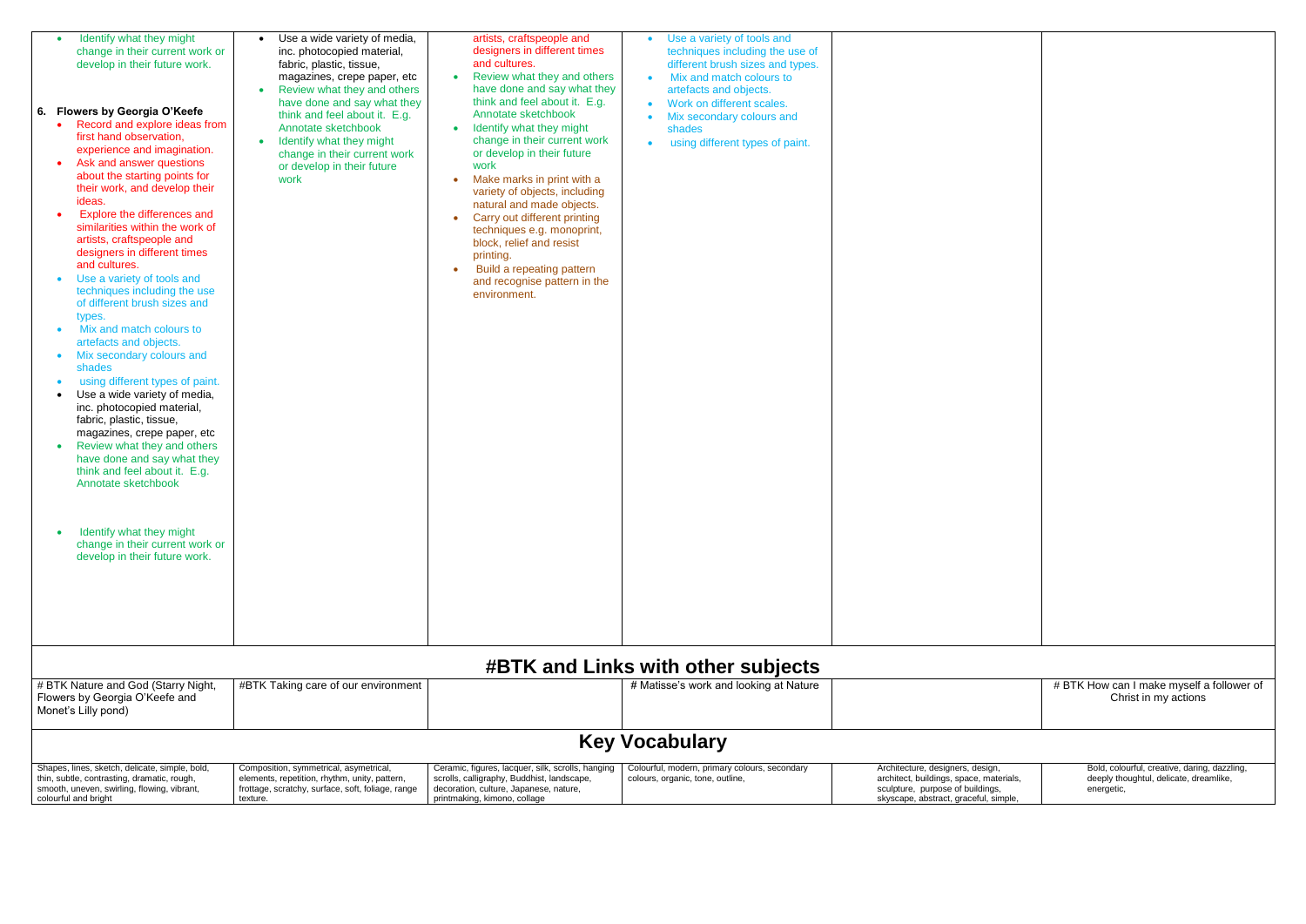| | | | | | |
|---|---|---|---|---|---|
| • Identify what they might change in their current work or develop in their future work.<br><br>**6. Flowers by Georgia O'Keefe**<br>• Record and explore ideas from first hand observation, experience and imagination.<br>• Ask and answer questions about the starting points for their work, and develop their ideas.<br>• Explore the differences and similarities within the work of artists, craftspeople and designers in different times and cultures.<br>• Use a variety of tools and techniques including the use of different brush sizes and types.<br>• Mix and match colours to artefacts and objects.<br>• Mix secondary colours and shades<br>• using different types of paint.<br>• Use a wide variety of media, inc. photocopied material, fabric, plastic, tissue, magazines, crepe paper, etc<br>• Review what they and others have done and say what they think and feel about it. E.g. Annotate sketchbook<br>• Identify what they might change in their current work or develop in their future work. | • Use a wide variety of media, inc. photocopied material, fabric, plastic, tissue, magazines, crepe paper, etc<br>• Review what they and others have done and say what they think and feel about it. E.g. Annotate sketchbook<br>• Identify what they might change in their current work or develop in their future work | artists, craftspeople and designers in different times and cultures.<br>• Review what they and others have done and say what they think and feel about it. E.g. Annotate sketchbook<br>• Identify what they might change in their current work or develop in their future work<br>• Make marks in print with a variety of objects, including natural and made objects.<br>• Carry out different printing techniques e.g. monoprint, block, relief and resist printing.<br>• Build a repeating pattern and recognise pattern in the environment. | • Use a variety of tools and techniques including the use of different brush sizes and types.<br>• Mix and match colours to artefacts and objects.<br>• Work on different scales.<br>• Mix secondary colours and shades<br>• using different types of paint. | | |
| **#BTK and Links with other subjects** | | | | | |
| # BTK Nature and God (Starry Night, Flowers by Georgia O'Keefe and Monet's Lilly pond) | #BTK Taking care of our environment | | # Matisse's work and looking at Nature | | # BTK How can I make myself a follower of Christ in my actions |
| **Key Vocabulary** | | | | | |
| Shapes, lines, sketch, delicate, simple, bold, thin, subtle, contrasting, dramatic, rough, smooth, uneven, swirling, flowing, vibrant, colourful and bright | Composition, symmetrical, asymetrical, elements, repetition, rhythm, unity, pattern, frottage, scratchy, surface, soft, foliage, range texture. | Ceramic, figures, lacquer, silk, scrolls, hanging scrolls, calligraphy, Buddhist, landscape, decoration, culture, Japanese, nature, printmaking, kimono, collage | Colourful, modern, primary colours, secondary colours, organic, tone, outline, | Architecture, designers, design, architect, buildings, space, materials, sculpture, purpose of buildings, skyscape, abstract, graceful, simple, | Bold, colourful, creative, daring, dazzling, deeply thoughtul, delicate, dreamlike, energetic, |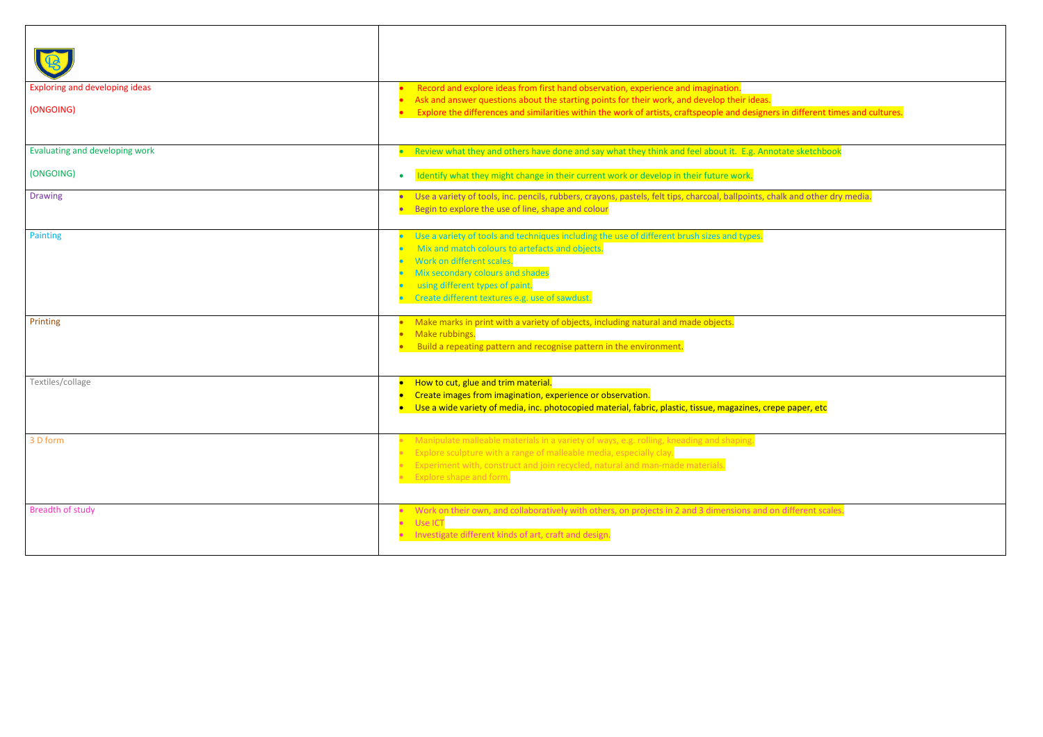| | |
|---|---|
| | |
| Exploring and developing ideas<br><br>(ONGOING) | • Record and explore ideas from first hand observation, experience and imagination.<br>• Ask and answer questions about the starting points for their work, and develop their ideas.<br>• Explore the differences and similarities within the work of artists, craftspeople and designers in different times and cultures. |
| Evaluating and developing work<br><br>(ONGOING) | • Review what they and others have done and say what they think and feel about it. E.g. Annotate sketchbook<br><br>• Identify what they might change in their current work or develop in their future work. |
| Drawing | • Use a variety of tools, inc. pencils, rubbers, crayons, pastels, felt tips, charcoal, ballpoints, chalk and other dry media.<br>• Begin to explore the use of line, shape and colour |
| Painting | • Use a variety of tools and techniques including the use of different brush sizes and types.<br>• Mix and match colours to artefacts and objects.<br>• Work on different scales.<br>• Mix secondary colours and shades<br>• using different types of paint.<br>• Create different textures e.g. use of sawdust. |
| Printing | • Make marks in print with a variety of objects, including natural and made objects.<br>• Make rubbings.<br>• Build a repeating pattern and recognise pattern in the environment. |
| Textiles/collage | • How to cut, glue and trim material.<br>• Create images from imagination, experience or observation.<br>• Use a wide variety of media, inc. photocopied material, fabric, plastic, tissue, magazines, crepe paper, etc |
| 3 D form | • Manipulate malleable materials in a variety of ways, e.g. rolling, kneading and shaping.<br>• Explore sculpture with a range of malleable media, especially clay.<br>• Experiment with, construct and join recycled, natural and man-made materials.<br>• Explore shape and form. |
| Breadth of study | • Work on their own, and collaboratively with others, on projects in 2 and 3 dimensions and on different scales.<br>• Use ICT<br>• Investigate different kinds of art, craft and design. |